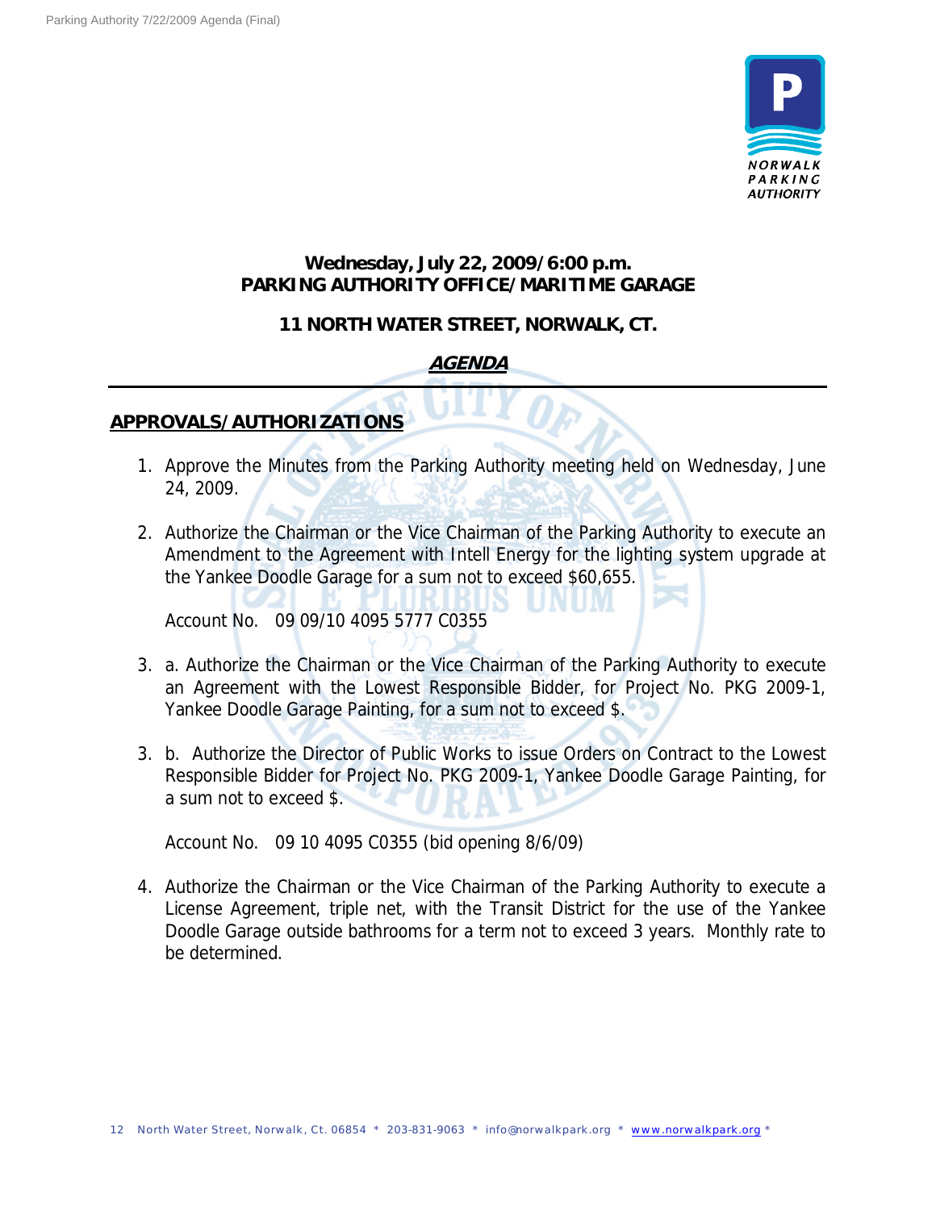**Wednesday, July 22, 2009/6:00 p.m.**
**PARKING AUTHORITY OFFICE/MARITIME GARAGE**

**11 NORTH WATER STREET, NORWALK, CT.**

***AGENDA***

## APPROVALS/AUTHORIZATIONS

1. Approve the Minutes from the Parking Authority meeting held on Wednesday, June 24, 2009.

2. Authorize the Chairman or the Vice Chairman of the Parking Authority to execute an Amendment to the Agreement with Intell Energy for the lighting system upgrade at the Yankee Doodle Garage for a sum not to exceed $60,655.

   Account No. 09 09/10 4095 5777 C0355

3. a. Authorize the Chairman or the Vice Chairman of the Parking Authority to execute an Agreement with the Lowest Responsible Bidder, for Project No. PKG 2009-1, Yankee Doodle Garage Painting, for a sum not to exceed $.

3. b. Authorize the Director of Public Works to issue Orders on Contract to the Lowest Responsible Bidder for Project No. PKG 2009-1, Yankee Doodle Garage Painting, for a sum not to exceed $.

   Account No. 09 10 4095 C0355 (bid opening 8/6/09)

4. Authorize the Chairman or the Vice Chairman of the Parking Authority to execute a License Agreement, triple net, with the Transit District for the use of the Yankee Doodle Garage outside bathrooms for a term not to exceed 3 years. Monthly rate to be determined.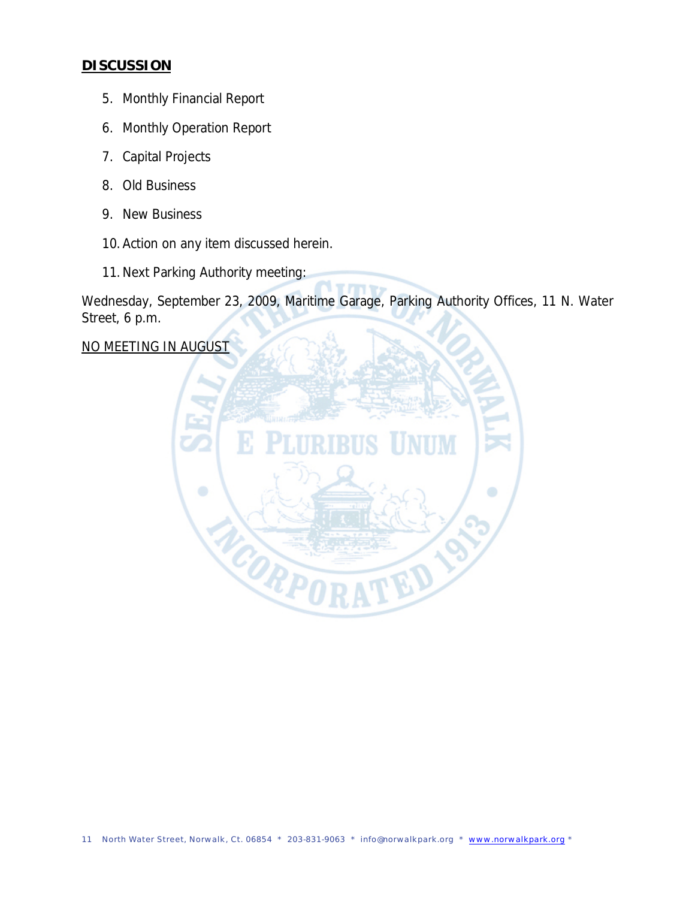## DISCUSSION

5. Monthly Financial Report
6. Monthly Operation Report
7. Capital Projects
8. Old Business
9. New Business
10. Action on any item discussed herein.
11. Next Parking Authority meeting:

Wednesday, September 23, 2009, Maritime Garage, Parking Authority Offices, 11 N. Water Street, 6 p.m.

NO MEETING IN AUGUST

11 North Water Street, Norwalk, Ct. 06854 * 203-831-9063 * info@norwalkpark.org * www.norwalkpark.org *